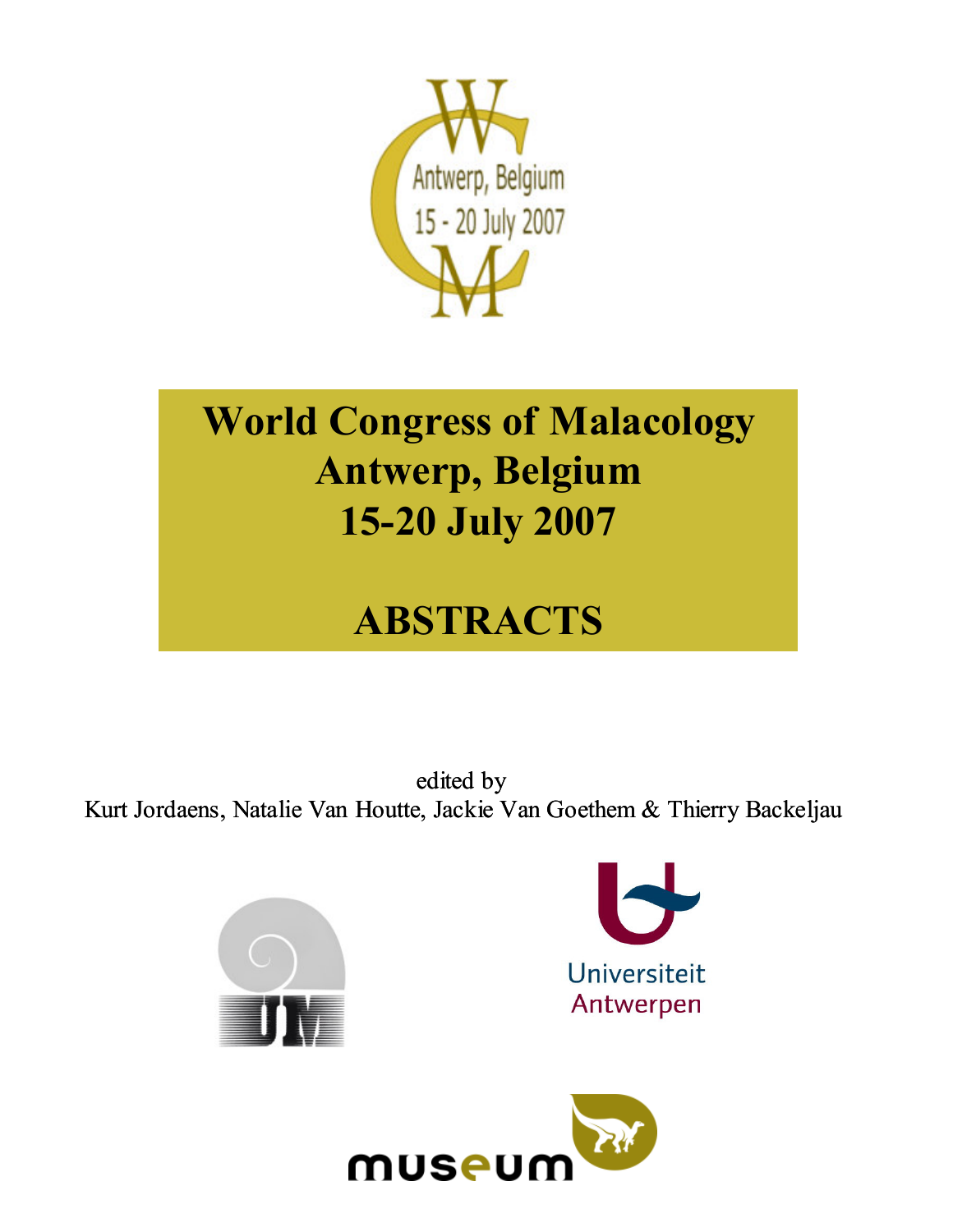Antwerp, Belgium
15 - 20 July 2007

# World Congress of Malacology
# Antwerp, Belgium
# 15-20 July 2007

# ABSTRACTS

edited by
Kurt Jordaens, Natalie Van Houtte, Jackie Van Goethem & Thierry Backeljau

Universiteit Antwerpen

museum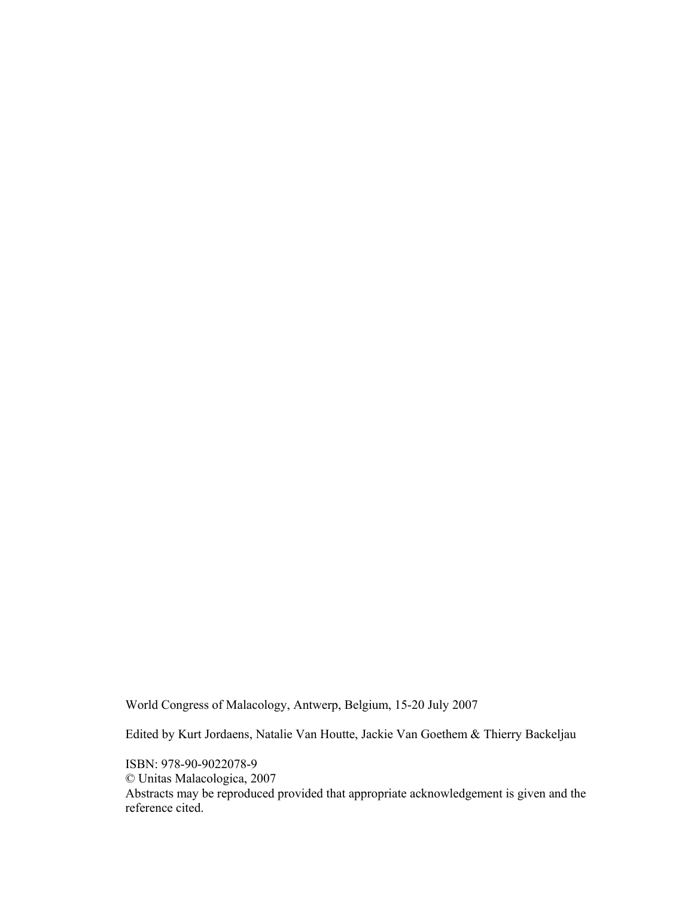World Congress of Malacology, Antwerp, Belgium, 15-20 July 2007

Edited by Kurt Jordaens, Natalie Van Houtte, Jackie Van Goethem & Thierry Backeljau

ISBN: 978-90-9022078-9
© Unitas Malacologica, 2007
Abstracts may be reproduced provided that appropriate acknowledgement is given and the reference cited.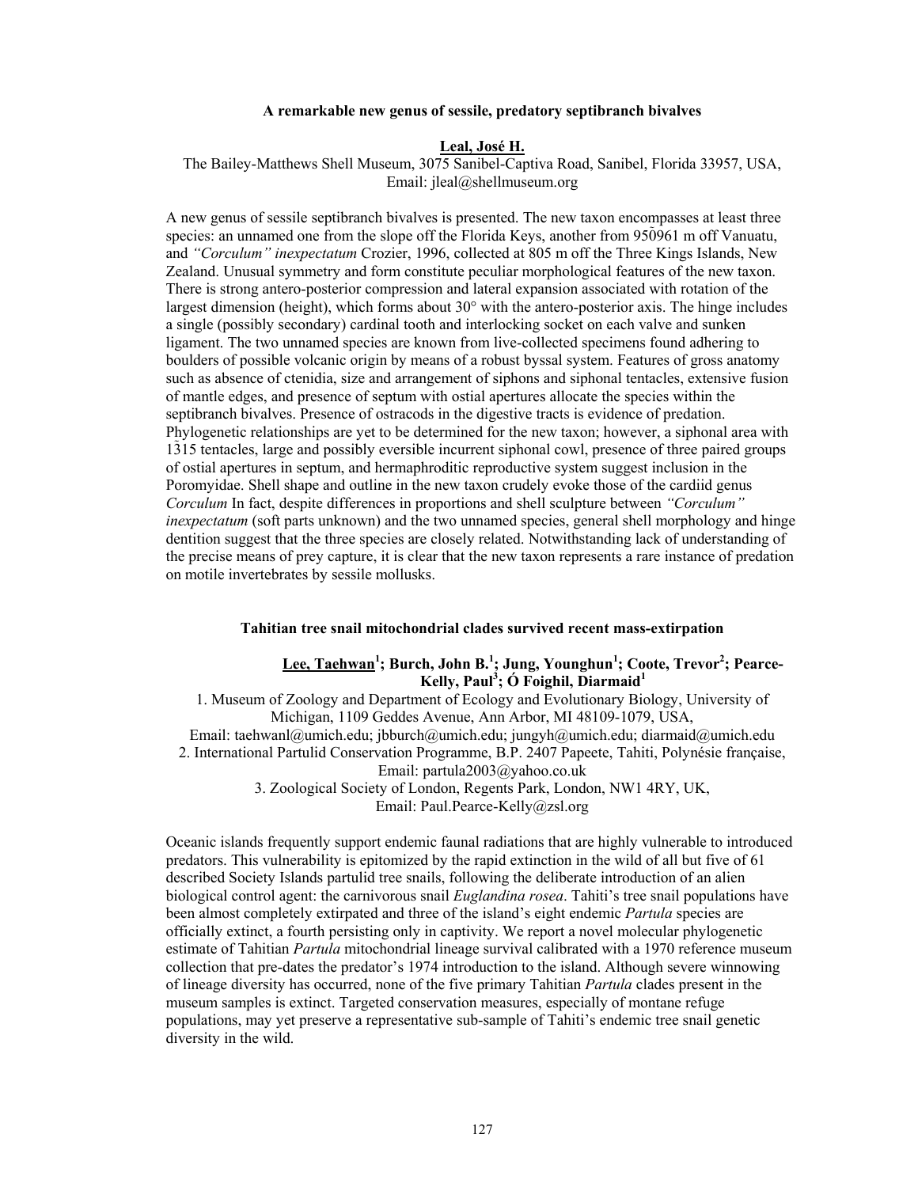**A remarkable new genus of sessile, predatory septibranch bivalves**

**Leal, José H.**

The Bailey-Matthews Shell Museum, 3075 Sanibel-Captiva Road, Sanibel, Florida 33957, USA, Email: jleal@shellmuseum.org

A new genus of sessile septibranch bivalves is presented. The new taxon encompasses at least three species: an unnamed one from the slope off the Florida Keys, another from 950̄961 m off Vanuatu, and *"Corculum" inexpectatum* Crozier, 1996, collected at 805 m off the Three Kings Islands, New Zealand. Unusual symmetry and form constitute peculiar morphological features of the new taxon. There is strong antero-posterior compression and lateral expansion associated with rotation of the largest dimension (height), which forms about 30° with the antero-posterior axis. The hinge includes a single (possibly secondary) cardinal tooth and interlocking socket on each valve and sunken ligament. The two unnamed species are known from live-collected specimens found adhering to boulders of possible volcanic origin by means of a robust byssal system. Features of gross anatomy such as absence of ctenidia, size and arrangement of siphons and siphonal tentacles, extensive fusion of mantle edges, and presence of septum with ostial apertures allocate the species within the septibranch bivalves. Presence of ostracods in the digestive tracts is evidence of predation. Phylogenetic relationships are yet to be determined for the new taxon; however, a siphonal area with 13̄15 tentacles, large and possibly eversible incurrent siphonal cowl, presence of three paired groups of ostial apertures in septum, and hermaphroditic reproductive system suggest inclusion in the Poromyidae. Shell shape and outline in the new taxon crudely evoke those of the cardiid genus *Corculum* In fact, despite differences in proportions and shell sculpture between *"Corculum" inexpectatum* (soft parts unknown) and the two unnamed species, general shell morphology and hinge dentition suggest that the three species are closely related. Notwithstanding lack of understanding of the precise means of prey capture, it is clear that the new taxon represents a rare instance of predation on motile invertebrates by sessile mollusks.

**Tahitian tree snail mitochondrial clades survived recent mass-extirpation**

**Lee, Taehwan[1]; Burch, John B.[1]; Jung, Younghun[1]; Coote, Trevor[2]; Pearce-Kelly, Paul[3]; Ó Foighil, Diarmaid[1]**

1. Museum of Zoology and Department of Ecology and Evolutionary Biology, University of Michigan, 1109 Geddes Avenue, Ann Arbor, MI 48109-1079, USA, Email: taehwanl@umich.edu; jbburch@umich.edu; jungyh@umich.edu; diarmaid@umich.edu
2. International Partulid Conservation Programme, B.P. 2407 Papeete, Tahiti, Polynésie française, Email: partula2003@yahoo.co.uk
3. Zoological Society of London, Regents Park, London, NW1 4RY, UK, Email: Paul.Pearce-Kelly@zsl.org

Oceanic islands frequently support endemic faunal radiations that are highly vulnerable to introduced predators. This vulnerability is epitomized by the rapid extinction in the wild of all but five of 61 described Society Islands partulid tree snails, following the deliberate introduction of an alien biological control agent: the carnivorous snail *Euglandina rosea*. Tahiti's tree snail populations have been almost completely extirpated and three of the island's eight endemic *Partula* species are officially extinct, a fourth persisting only in captivity. We report a novel molecular phylogenetic estimate of Tahitian *Partula* mitochondrial lineage survival calibrated with a 1970 reference museum collection that pre-dates the predator's 1974 introduction to the island. Although severe winnowing of lineage diversity has occurred, none of the five primary Tahitian *Partula* clades present in the museum samples is extinct. Targeted conservation measures, especially of montane refuge populations, may yet preserve a representative sub-sample of Tahiti's endemic tree snail genetic diversity in the wild.